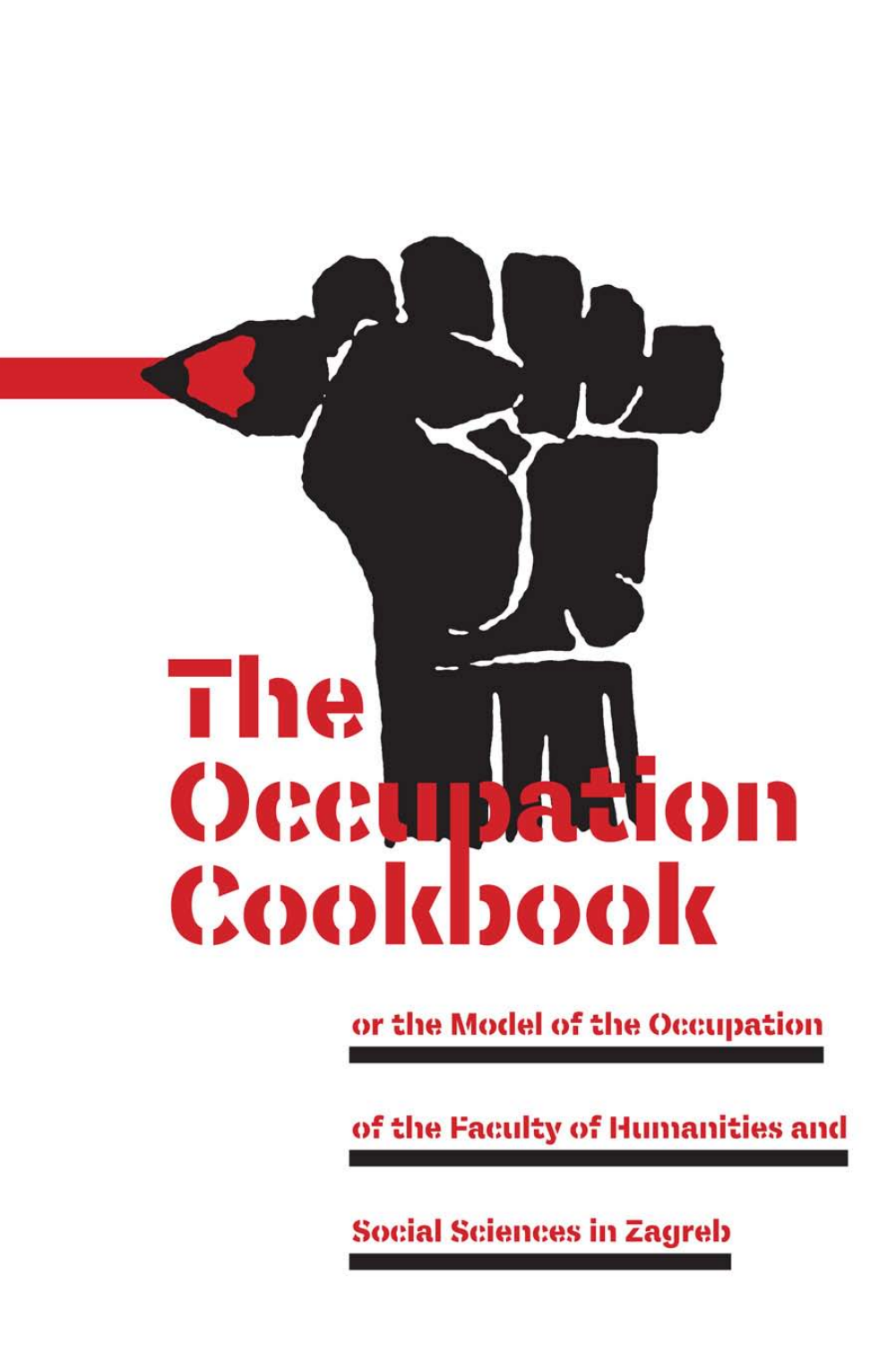# The Occupation Cookbook

## or the Model of the Occupation of the Faculty of Humanities and Social Sciences in Zagreb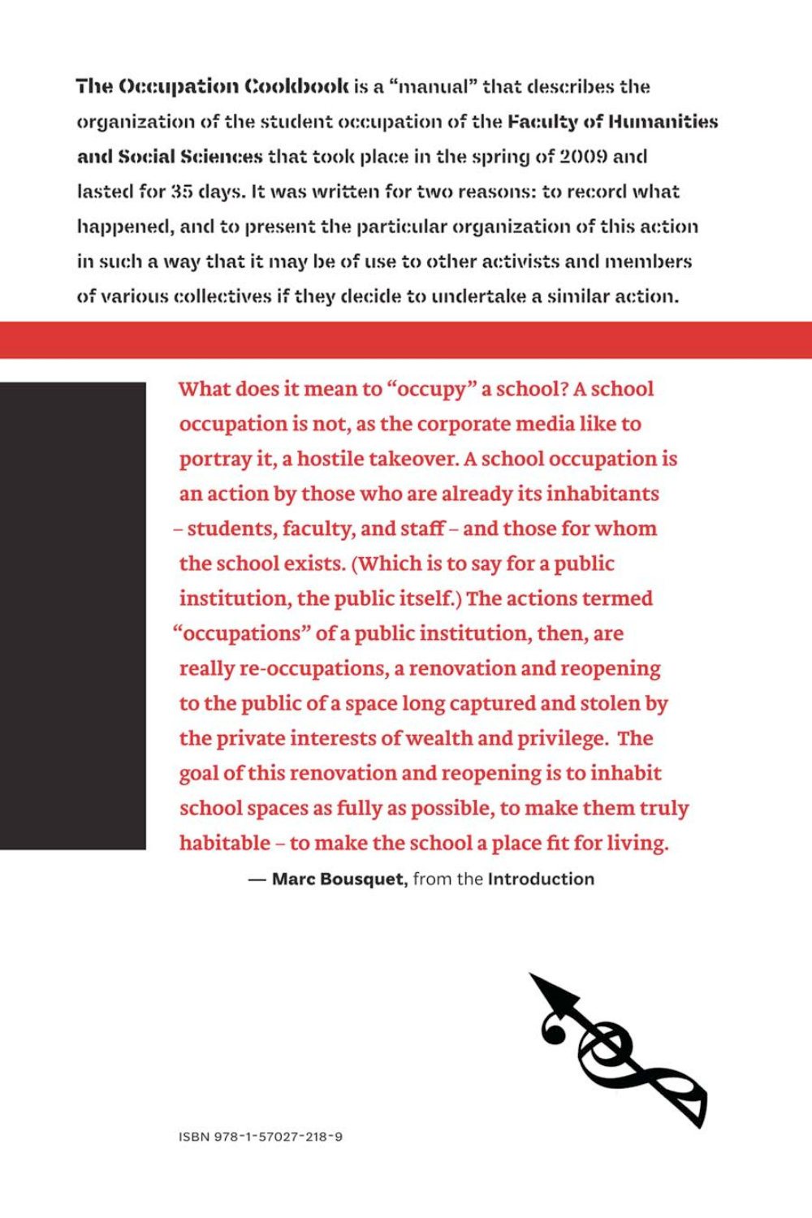**The Occupation Cookbook** is a "manual" that describes the organization of the student occupation of the **Faculty of Humanities and Social Sciences** that took place in the spring of 2009 and lasted for 35 days. It was written for two reasons: to record what happened, and to present the particular organization of this action in such a way that it may be of use to other activists and members of various collectives if they decide to undertake a similar action.

> **What does it mean to "occupy" a school? A school occupation is not, as the corporate media like to portray it, a hostile takeover. A school occupation is an action by those who are already its inhabitants – students, faculty, and staff – and those for whom the school exists. (Which is to say for a public institution, the public itself.) The actions termed "occupations" of a public institution, then, are really re-occupations, a renovation and reopening to the public of a space long captured and stolen by the private interests of wealth and privilege. The goal of this renovation and reopening is to inhabit school spaces as fully as possible, to make them truly habitable – to make the school a place fit for living.**
>
> — **Marc Bousquet,** from the **Introduction**

ISBN 978-1-57027-218-9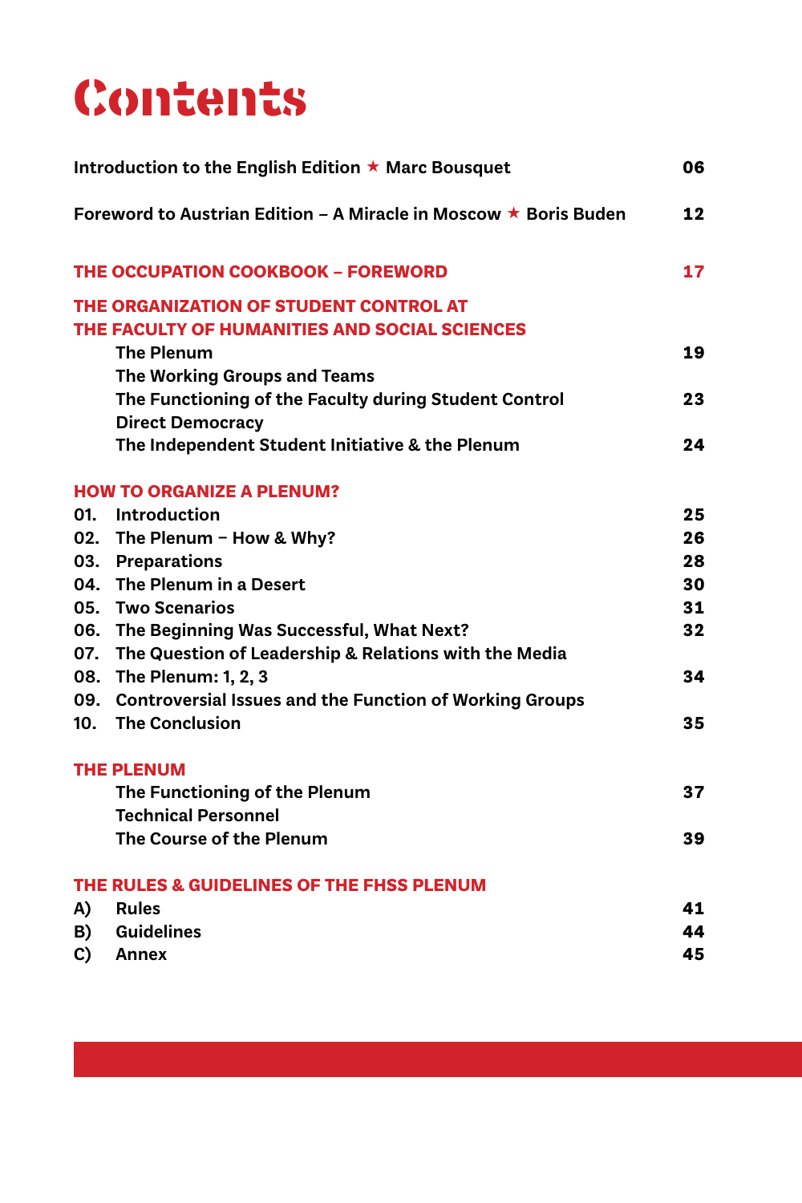# Contents

Introduction to the English Edition ★ Marc Bousquet 06

Foreword to Austrian Edition – A Miracle in Moscow ★ Boris Buden 12

**THE OCCUPATION COOKBOOK – FOREWORD** 17

**THE ORGANIZATION OF STUDENT CONTROL AT THE FACULTY OF HUMANITIES AND SOCIAL SCIENCES**

- The Plenum 19
- The Working Groups and Teams
- The Functioning of the Faculty during Student Control 23
- Direct Democracy
- The Independent Student Initiative & the Plenum 24

**HOW TO ORGANIZE A PLENUM?**

01. Introduction 25
02. The Plenum – How & Why? 26
03. Preparations 28
04. The Plenum in a Desert 30
05. Two Scenarios 31
06. The Beginning Was Successful, What Next? 32
07. The Question of Leadership & Relations with the Media
08. The Plenum: 1, 2, 3 34
09. Controversial Issues and the Function of Working Groups
10. The Conclusion 35

**THE PLENUM**

- The Functioning of the Plenum 37
- Technical Personnel
- The Course of the Plenum 39

**THE RULES & GUIDELINES OF THE FHSS PLENUM**

A) Rules 41
B) Guidelines 44
C) Annex 45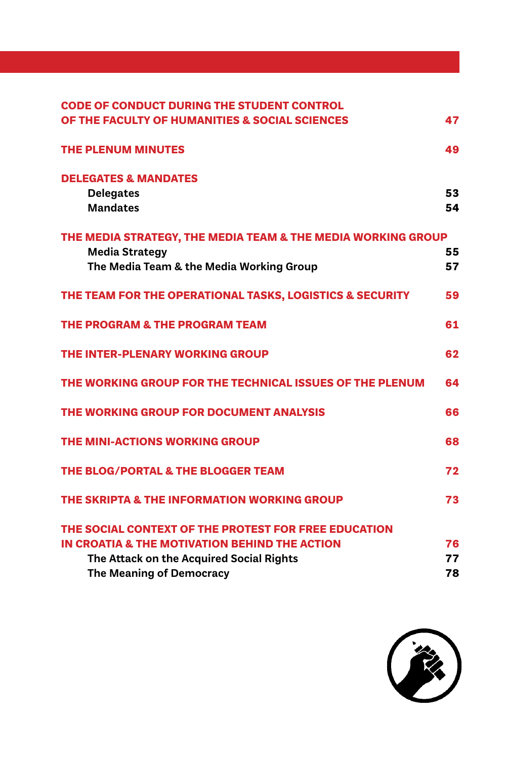| | |
|---|---|
| **CODE OF CONDUCT DURING THE STUDENT CONTROL OF THE FACULTY OF HUMANITIES & SOCIAL SCIENCES** | **47** |
| **THE PLENUM MINUTES** | **49** |
| **DELEGATES & MANDATES** | |
| Delegates | 53 |
| Mandates | 54 |
| **THE MEDIA STRATEGY, THE MEDIA TEAM & THE MEDIA WORKING GROUP** | |
| Media Strategy | 55 |
| The Media Team & the Media Working Group | 57 |
| **THE TEAM FOR THE OPERATIONAL TASKS, LOGISTICS & SECURITY** | **59** |
| **THE PROGRAM & THE PROGRAM TEAM** | **61** |
| **THE INTER-PLENARY WORKING GROUP** | **62** |
| **THE WORKING GROUP FOR THE TECHNICAL ISSUES OF THE PLENUM** | **64** |
| **THE WORKING GROUP FOR DOCUMENT ANALYSIS** | **66** |
| **THE MINI-ACTIONS WORKING GROUP** | **68** |
| **THE BLOG/PORTAL & THE BLOGGER TEAM** | **72** |
| **THE SKRIPTA & THE INFORMATION WORKING GROUP** | **73** |
| **THE SOCIAL CONTEXT OF THE PROTEST FOR FREE EDUCATION IN CROATIA & THE MOTIVATION BEHIND THE ACTION** | **76** |
| The Attack on the Acquired Social Rights | 77 |
| The Meaning of Democracy | 78 |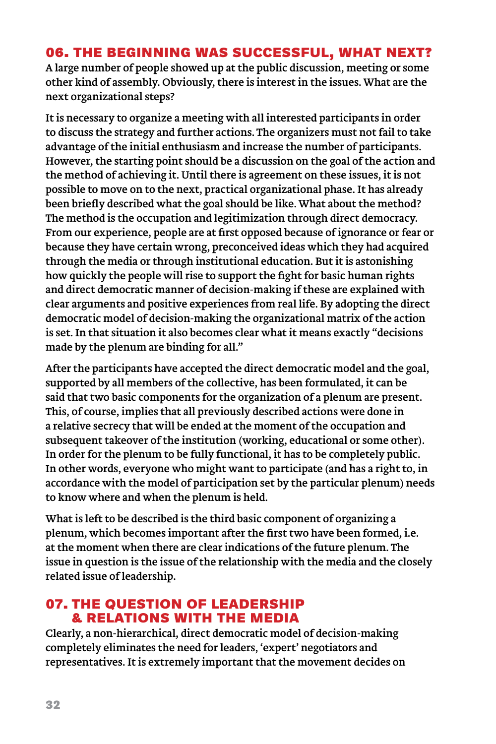## 06. THE BEGINNING WAS SUCCESSFUL, WHAT NEXT?

**A large number of people showed up at the public discussion, meeting or some other kind of assembly. Obviously, there is interest in the issues. What are the next organizational steps?**

It is necessary to organize a meeting with all interested participants in order to discuss the strategy and further actions. The organizers must not fail to take advantage of the initial enthusiasm and increase the number of participants. However, the starting point should be a discussion on the goal of the action and the method of achieving it. Until there is agreement on these issues, it is not possible to move on to the next, practical organizational phase. It has already been briefly described what the goal should be like. What about the method? The method is the occupation and legitimization through direct democracy. From our experience, people are at first opposed because of ignorance or fear or because they have certain wrong, preconceived ideas which they had acquired through the media or through institutional education. But it is astonishing how quickly the people will rise to support the fight for basic human rights and direct democratic manner of decision-making if these are explained with clear arguments and positive experiences from real life. By adopting the direct democratic model of decision-making the organizational matrix of the action is set. In that situation it also becomes clear what it means exactly "decisions made by the plenum are binding for all."

After the participants have accepted the direct democratic model and the goal, supported by all members of the collective, has been formulated, it can be said that two basic components for the organization of a plenum are present. This, of course, implies that all previously described actions were done in a relative secrecy that will be ended at the moment of the occupation and subsequent takeover of the institution (working, educational or some other). In order for the plenum to be fully functional, it has to be completely public. In other words, everyone who might want to participate (and has a right to, in accordance with the model of participation set by the particular plenum) needs to know where and when the plenum is held.

What is left to be described is the third basic component of organizing a plenum, which becomes important after the first two have been formed, i.e. at the moment when there are clear indications of the future plenum. The issue in question is the issue of the relationship with the media and the closely related issue of leadership.

## 07. THE QUESTION OF LEADERSHIP & RELATIONS WITH THE MEDIA

Clearly, a non-hierarchical, direct democratic model of decision-making completely eliminates the need for leaders, 'expert' negotiators and representatives. It is extremely important that the movement decides on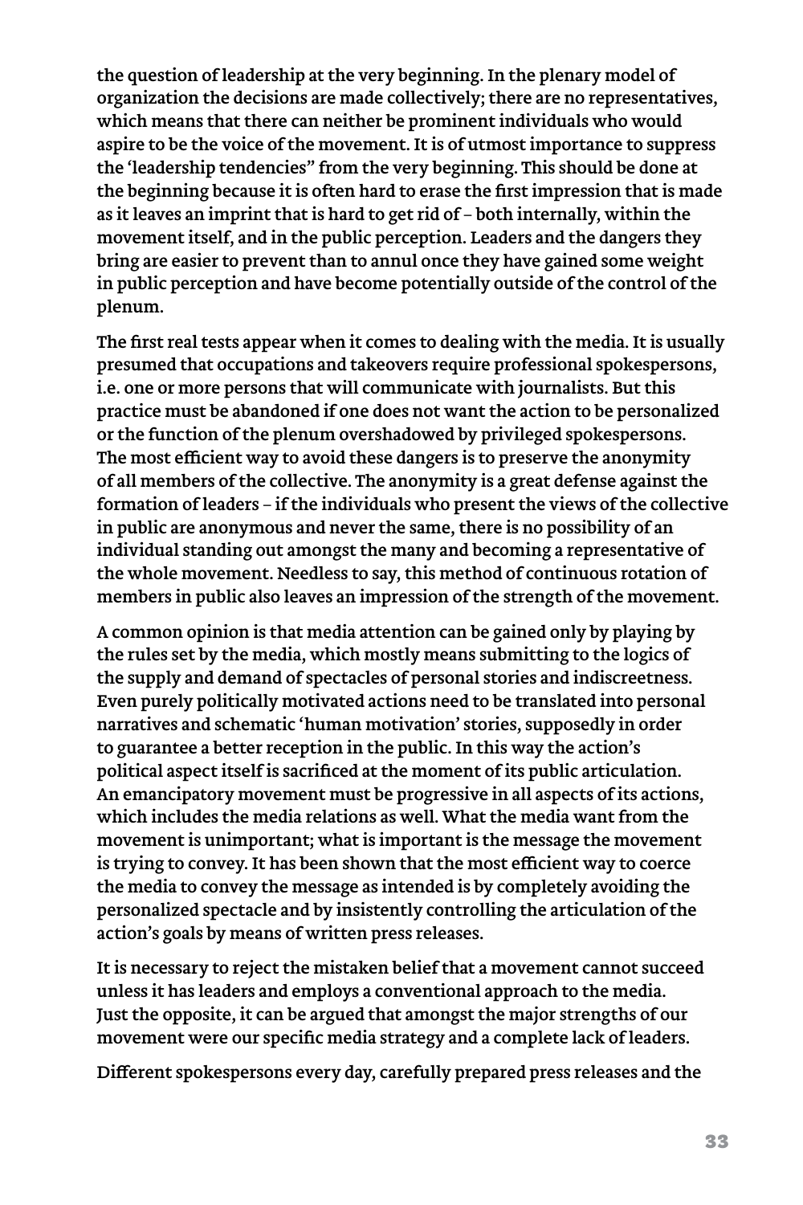the question of leadership at the very beginning. In the plenary model of organization the decisions are made collectively; there are no representatives, which means that there can neither be prominent individuals who would aspire to be the voice of the movement. It is of utmost importance to suppress the 'leadership tendencies" from the very beginning. This should be done at the beginning because it is often hard to erase the first impression that is made as it leaves an imprint that is hard to get rid of – both internally, within the movement itself, and in the public perception. Leaders and the dangers they bring are easier to prevent than to annul once they have gained some weight in public perception and have become potentially outside of the control of the plenum.

The first real tests appear when it comes to dealing with the media. It is usually presumed that occupations and takeovers require professional spokespersons, i.e. one or more persons that will communicate with journalists. But this practice must be abandoned if one does not want the action to be personalized or the function of the plenum overshadowed by privileged spokespersons. The most efficient way to avoid these dangers is to preserve the anonymity of all members of the collective. The anonymity is a great defense against the formation of leaders – if the individuals who present the views of the collective in public are anonymous and never the same, there is no possibility of an individual standing out amongst the many and becoming a representative of the whole movement. Needless to say, this method of continuous rotation of members in public also leaves an impression of the strength of the movement.

A common opinion is that media attention can be gained only by playing by the rules set by the media, which mostly means submitting to the logics of the supply and demand of spectacles of personal stories and indiscreetness. Even purely politically motivated actions need to be translated into personal narratives and schematic 'human motivation' stories, supposedly in order to guarantee a better reception in the public. In this way the action's political aspect itself is sacrificed at the moment of its public articulation. An emancipatory movement must be progressive in all aspects of its actions, which includes the media relations as well. What the media want from the movement is unimportant; what is important is the message the movement is trying to convey. It has been shown that the most efficient way to coerce the media to convey the message as intended is by completely avoiding the personalized spectacle and by insistently controlling the articulation of the action's goals by means of written press releases.

It is necessary to reject the mistaken belief that a movement cannot succeed unless it has leaders and employs a conventional approach to the media. Just the opposite, it can be argued that amongst the major strengths of our movement were our specific media strategy and a complete lack of leaders.

Different spokespersons every day, carefully prepared press releases and the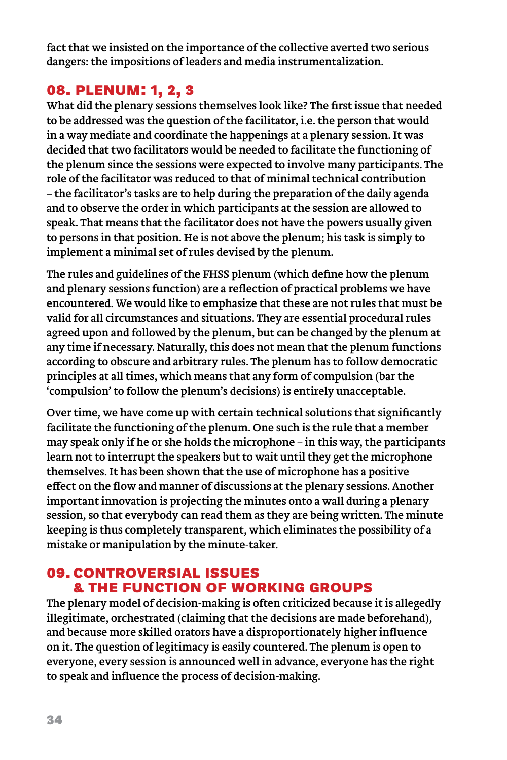fact that we insisted on the importance of the collective averted two serious dangers: the impositions of leaders and media instrumentalization.

## 08. PLENUM: 1, 2, 3

What did the plenary sessions themselves look like? The first issue that needed to be addressed was the question of the facilitator, i.e. the person that would in a way mediate and coordinate the happenings at a plenary session. It was decided that two facilitators would be needed to facilitate the functioning of the plenum since the sessions were expected to involve many participants. The role of the facilitator was reduced to that of minimal technical contribution – the facilitator's tasks are to help during the preparation of the daily agenda and to observe the order in which participants at the session are allowed to speak. That means that the facilitator does not have the powers usually given to persons in that position. He is not above the plenum; his task is simply to implement a minimal set of rules devised by the plenum.

The rules and guidelines of the FHSS plenum (which define how the plenum and plenary sessions function) are a reflection of practical problems we have encountered. We would like to emphasize that these are not rules that must be valid for all circumstances and situations. They are essential procedural rules agreed upon and followed by the plenum, but can be changed by the plenum at any time if necessary. Naturally, this does not mean that the plenum functions according to obscure and arbitrary rules. The plenum has to follow democratic principles at all times, which means that any form of compulsion (bar the 'compulsion' to follow the plenum's decisions) is entirely unacceptable.

Over time, we have come up with certain technical solutions that significantly facilitate the functioning of the plenum. One such is the rule that a member may speak only if he or she holds the microphone – in this way, the participants learn not to interrupt the speakers but to wait until they get the microphone themselves. It has been shown that the use of microphone has a positive effect on the flow and manner of discussions at the plenary sessions. Another important innovation is projecting the minutes onto a wall during a plenary session, so that everybody can read them as they are being written. The minute keeping is thus completely transparent, which eliminates the possibility of a mistake or manipulation by the minute-taker.

## 09. CONTROVERSIAL ISSUES & THE FUNCTION OF WORKING GROUPS

The plenary model of decision-making is often criticized because it is allegedly illegitimate, orchestrated (claiming that the decisions are made beforehand), and because more skilled orators have a disproportionately higher influence on it. The question of legitimacy is easily countered. The plenum is open to everyone, every session is announced well in advance, everyone has the right to speak and influence the process of decision-making.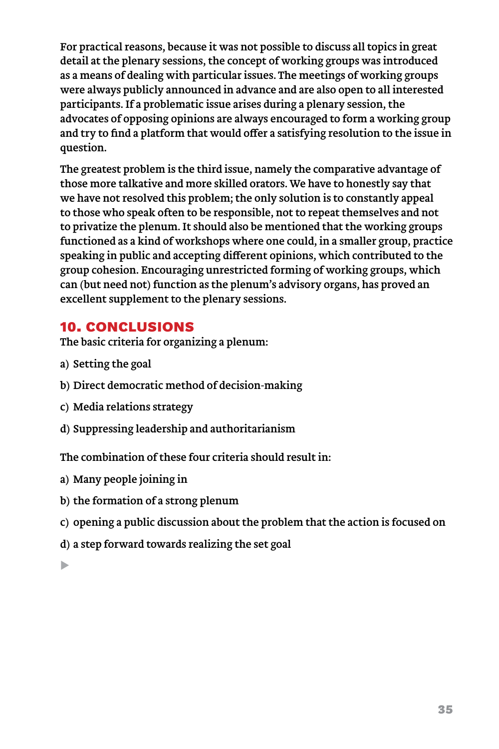For practical reasons, because it was not possible to discuss all topics in great detail at the plenary sessions, the concept of working groups was introduced as a means of dealing with particular issues. The meetings of working groups were always publicly announced in advance and are also open to all interested participants. If a problematic issue arises during a plenary session, the advocates of opposing opinions are always encouraged to form a working group and try to find a platform that would offer a satisfying resolution to the issue in question.

The greatest problem is the third issue, namely the comparative advantage of those more talkative and more skilled orators. We have to honestly say that we have not resolved this problem; the only solution is to constantly appeal to those who speak often to be responsible, not to repeat themselves and not to privatize the plenum. It should also be mentioned that the working groups functioned as a kind of workshops where one could, in a smaller group, practice speaking in public and accepting different opinions, which contributed to the group cohesion. Encouraging unrestricted forming of working groups, which can (but need not) function as the plenum's advisory organs, has proved an excellent supplement to the plenary sessions.

## 10. CONCLUSIONS

The basic criteria for organizing a plenum:

a) Setting the goal

b) Direct democratic method of decision-making

c) Media relations strategy

d) Suppressing leadership and authoritarianism

The combination of these four criteria should result in:

a) Many people joining in

b) the formation of a strong plenum

c) opening a public discussion about the problem that the action is focused on

d) a step forward towards realizing the set goal